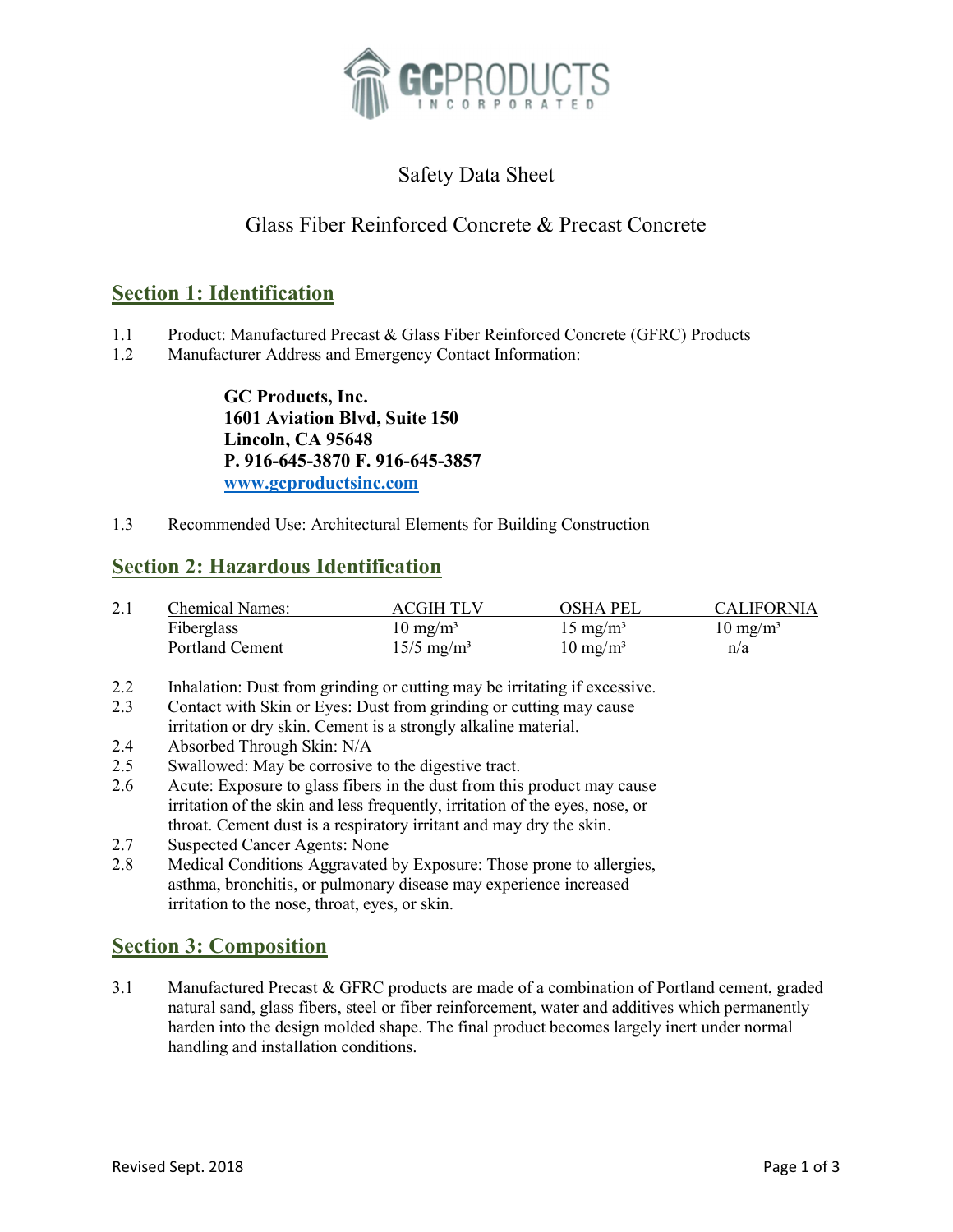GCPRODUCTS INCORPORATED

# Safety Data Sheet

## Glass Fiber Reinforced Concrete & Precast Concrete

## Section 1: Identification

1.1 Product: Manufactured Precast & Glass Fiber Reinforced Concrete (GFRC) Products

1.2 Manufacturer Address and Emergency Contact Information:

> **GC Products, Inc.**
> **1601 Aviation Blvd, Suite 150**
> **Lincoln, CA 95648**
> **P. 916-645-3870 F. 916-645-3857**
> **www.gcproductsinc.com**

1.3 Recommended Use: Architectural Elements for Building Construction

## Section 2: Hazardous Identification

2.1

| Chemical Names: | ACGIH TLV | OSHA PEL | CALIFORNIA |
|---|---|---|---|
| Fiberglass | 10 mg/m³ | 15 mg/m³ | 10 mg/m³ |
| Portland Cement | 15/5 mg/m³ | 10 mg/m³ | n/a |

2.2 Inhalation: Dust from grinding or cutting may be irritating if excessive.

2.3 Contact with Skin or Eyes: Dust from grinding or cutting may cause irritation or dry skin. Cement is a strongly alkaline material.

2.4 Absorbed Through Skin: N/A

2.5 Swallowed: May be corrosive to the digestive tract.

2.6 Acute: Exposure to glass fibers in the dust from this product may cause irritation of the skin and less frequently, irritation of the eyes, nose, or throat. Cement dust is a respiratory irritant and may dry the skin.

2.7 Suspected Cancer Agents: None

2.8 Medical Conditions Aggravated by Exposure: Those prone to allergies, asthma, bronchitis, or pulmonary disease may experience increased irritation to the nose, throat, eyes, or skin.

## Section 3: Composition

3.1 Manufactured Precast & GFRC products are made of a combination of Portland cement, graded natural sand, glass fibers, steel or fiber reinforcement, water and additives which permanently harden into the design molded shape. The final product becomes largely inert under normal handling and installation conditions.

Revised Sept. 2018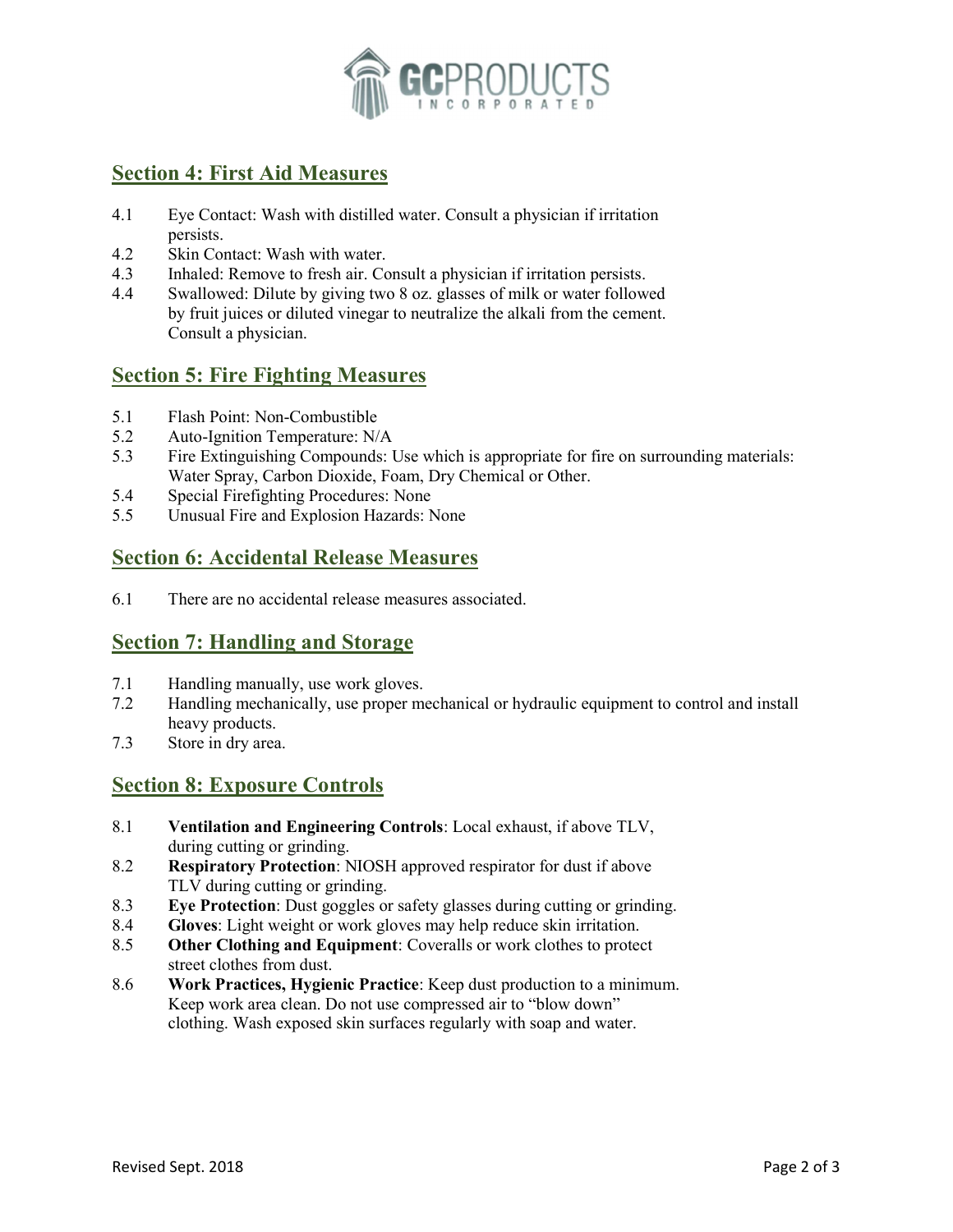## Section 4: First Aid Measures

4.1 Eye Contact: Wash with distilled water. Consult a physician if irritation persists.
4.2 Skin Contact: Wash with water.
4.3 Inhaled: Remove to fresh air. Consult a physician if irritation persists.
4.4 Swallowed: Dilute by giving two 8 oz. glasses of milk or water followed by fruit juices or diluted vinegar to neutralize the alkali from the cement. Consult a physician.

## Section 5: Fire Fighting Measures

5.1 Flash Point: Non-Combustible
5.2 Auto-Ignition Temperature: N/A
5.3 Fire Extinguishing Compounds: Use which is appropriate for fire on surrounding materials: Water Spray, Carbon Dioxide, Foam, Dry Chemical or Other.
5.4 Special Firefighting Procedures: None
5.5 Unusual Fire and Explosion Hazards: None

## Section 6: Accidental Release Measures

6.1 There are no accidental release measures associated.

## Section 7: Handling and Storage

7.1 Handling manually, use work gloves.
7.2 Handling mechanically, use proper mechanical or hydraulic equipment to control and install heavy products.
7.3 Store in dry area.

## Section 8: Exposure Controls

8.1 **Ventilation and Engineering Controls**: Local exhaust, if above TLV, during cutting or grinding.
8.2 **Respiratory Protection**: NIOSH approved respirator for dust if above TLV during cutting or grinding.
8.3 **Eye Protection**: Dust goggles or safety glasses during cutting or grinding.
8.4 **Gloves**: Light weight or work gloves may help reduce skin irritation.
8.5 **Other Clothing and Equipment**: Coveralls or work clothes to protect street clothes from dust.
8.6 **Work Practices, Hygienic Practice**: Keep dust production to a minimum. Keep work area clean. Do not use compressed air to "blow down" clothing. Wash exposed skin surfaces regularly with soap and water.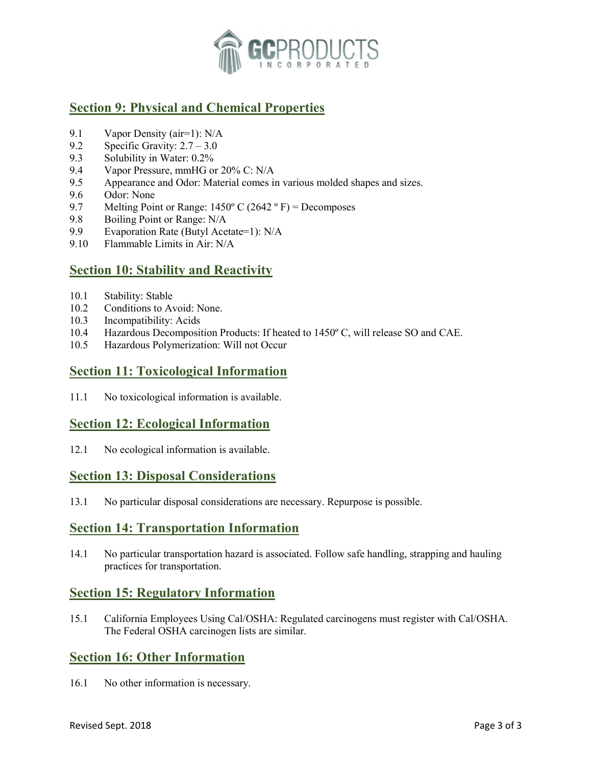## Section 9: Physical and Chemical Properties

9.1 Vapor Density (air=1): N/A
9.2 Specific Gravity: 2.7 – 3.0
9.3 Solubility in Water: 0.2%
9.4 Vapor Pressure, mmHG or 20% C: N/A
9.5 Appearance and Odor: Material comes in various molded shapes and sizes.
9.6 Odor: None
9.7 Melting Point or Range: 1450º C (2642 º F) = Decomposes
9.8 Boiling Point or Range: N/A
9.9 Evaporation Rate (Butyl Acetate=1): N/A
9.10 Flammable Limits in Air: N/A

## Section 10: Stability and Reactivity

10.1 Stability: Stable
10.2 Conditions to Avoid: None.
10.3 Incompatibility: Acids
10.4 Hazardous Decomposition Products: If heated to 1450º C, will release SO and CAE.
10.5 Hazardous Polymerization: Will not Occur

## Section 11: Toxicological Information

11.1 No toxicological information is available.

## Section 12: Ecological Information

12.1 No ecological information is available.

## Section 13: Disposal Considerations

13.1 No particular disposal considerations are necessary. Repurpose is possible.

## Section 14: Transportation Information

14.1 No particular transportation hazard is associated. Follow safe handling, strapping and hauling practices for transportation.

## Section 15: Regulatory Information

15.1 California Employees Using Cal/OSHA: Regulated carcinogens must register with Cal/OSHA. The Federal OSHA carcinogen lists are similar.

## Section 16: Other Information

16.1 No other information is necessary.

Revised Sept. 2018